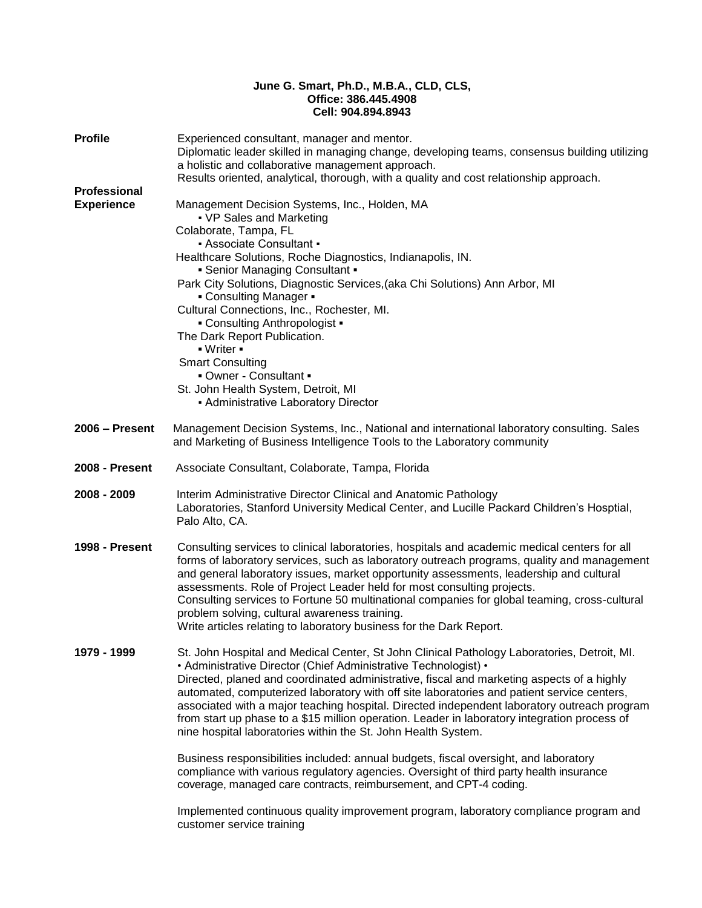**June G. Smart, Ph.D., M.B.A., CLD, CLS,**
**Office: 386.445.4908**
**Cell: 904.894.8943**

**Profile**

Experienced consultant, manager and mentor.
Diplomatic leader skilled in managing change, developing teams, consensus building utilizing a holistic and collaborative management approach.
Results oriented, analytical, thorough, with a quality and cost relationship approach.

**Professional Experience**

Management Decision Systems, Inc., Holden, MA
- VP Sales and Marketing

Colaborate, Tampa, FL
- Associate Consultant ▪

Healthcare Solutions, Roche Diagnostics, Indianapolis, IN.
- Senior Managing Consultant ▪

Park City Solutions, Diagnostic Services,(aka Chi Solutions) Ann Arbor, MI
- Consulting Manager ▪

Cultural Connections, Inc., Rochester, MI.
- Consulting Anthropologist ▪

The Dark Report Publication.
- Writer ▪

Smart Consulting
- Owner - Consultant ▪

St. John Health System, Detroit, MI
- Administrative Laboratory Director

**2006 – Present**

Management Decision Systems, Inc., National and international laboratory consulting. Sales and Marketing of Business Intelligence Tools to the Laboratory community

**2008 - Present**

Associate Consultant, Colaborate, Tampa, Florida

**2008 - 2009**

Interim Administrative Director Clinical and Anatomic Pathology Laboratories, Stanford University Medical Center, and Lucille Packard Children's Hosptial, Palo Alto, CA.

**1998 - Present**

Consulting services to clinical laboratories, hospitals and academic medical centers for all forms of laboratory services, such as laboratory outreach programs, quality and management and general laboratory issues, market opportunity assessments, leadership and cultural assessments. Role of Project Leader held for most consulting projects.
Consulting services to Fortune 50 multinational companies for global teaming, cross-cultural problem solving, cultural awareness training.
Write articles relating to laboratory business for the Dark Report.

**1979 - 1999**

St. John Hospital and Medical Center, St John Clinical Pathology Laboratories, Detroit, MI.
• Administrative Director (Chief Administrative Technologist) •
Directed, planed and coordinated administrative, fiscal and marketing aspects of a highly automated, computerized laboratory with off site laboratories and patient service centers, associated with a major teaching hospital. Directed independent laboratory outreach program from start up phase to a $15 million operation. Leader in laboratory integration process of nine hospital laboratories within the St. John Health System.

Business responsibilities included: annual budgets, fiscal oversight, and laboratory compliance with various regulatory agencies. Oversight of third party health insurance coverage, managed care contracts, reimbursement, and CPT-4 coding.

Implemented continuous quality improvement program, laboratory compliance program and customer service training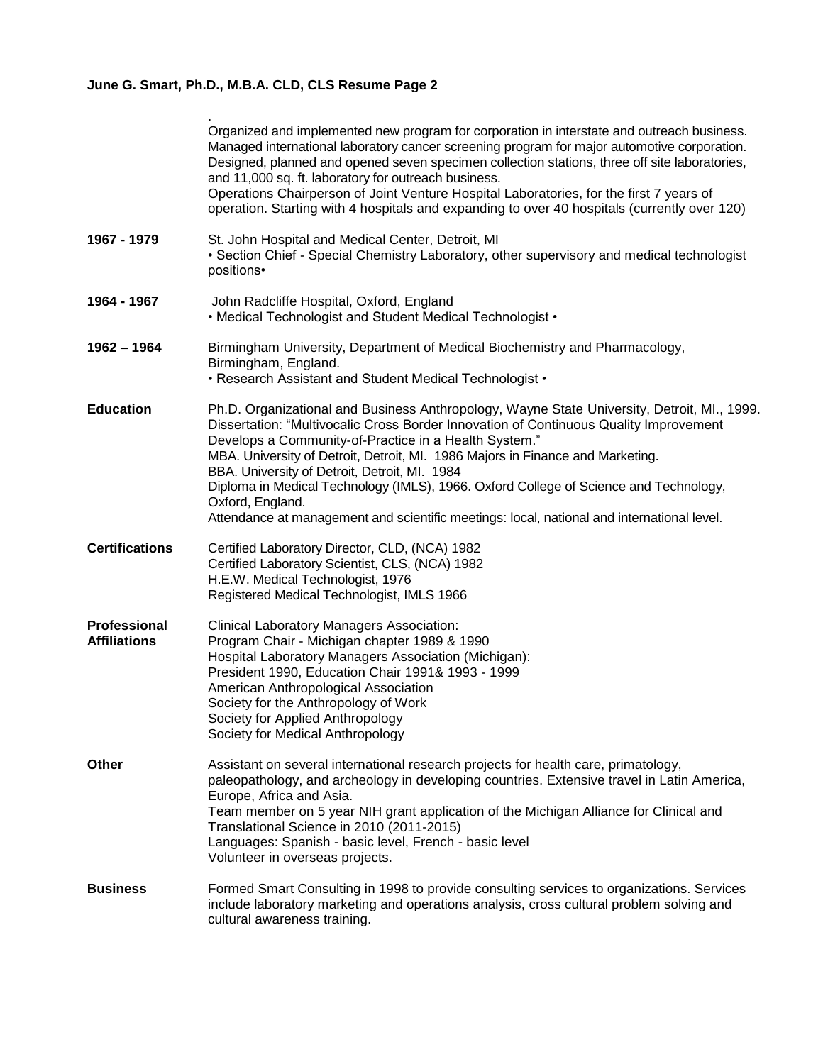Organized and implemented new program for corporation in interstate and outreach business.
Managed international laboratory cancer screening program for major automotive corporation.
Designed, planned and opened seven specimen collection stations, three off site laboratories, and 11,000 sq. ft. laboratory for outreach business.
Operations Chairperson of Joint Venture Hospital Laboratories, for the first 7 years of operation. Starting with 4 hospitals and expanding to over 40 hospitals (currently over 120)

**1967 - 1979**
St. John Hospital and Medical Center, Detroit, MI
• Section Chief - Special Chemistry Laboratory, other supervisory and medical technologist positions•

**1964 - 1967**
John Radcliffe Hospital, Oxford, England
• Medical Technologist and Student Medical Technologist •

**1962 – 1964**
Birmingham University, Department of Medical Biochemistry and Pharmacology, Birmingham, England.
• Research Assistant and Student Medical Technologist •

**Education**

Ph.D. Organizational and Business Anthropology, Wayne State University, Detroit, MI., 1999.
Dissertation: "Multivocalic Cross Border Innovation of Continuous Quality Improvement Develops a Community-of-Practice in a Health System."
MBA. University of Detroit, Detroit, MI. 1986 Majors in Finance and Marketing.
BBA. University of Detroit, Detroit, MI. 1984
Diploma in Medical Technology (IMLS), 1966. Oxford College of Science and Technology, Oxford, England.
Attendance at management and scientific meetings: local, national and international level.

**Certifications**

Certified Laboratory Director, CLD, (NCA) 1982
Certified Laboratory Scientist, CLS, (NCA) 1982
H.E.W. Medical Technologist, 1976
Registered Medical Technologist, IMLS 1966

**Professional Affiliations**

Clinical Laboratory Managers Association:
Program Chair - Michigan chapter 1989 & 1990
Hospital Laboratory Managers Association (Michigan):
President 1990, Education Chair 1991& 1993 - 1999
American Anthropological Association
Society for the Anthropology of Work
Society for Applied Anthropology
Society for Medical Anthropology

**Other**

Assistant on several international research projects for health care, primatology, paleopathology, and archeology in developing countries. Extensive travel in Latin America, Europe, Africa and Asia.
Team member on 5 year NIH grant application of the Michigan Alliance for Clinical and Translational Science in 2010 (2011-2015)
Languages: Spanish - basic level, French - basic level
Volunteer in overseas projects.

**Business**

Formed Smart Consulting in 1998 to provide consulting services to organizations. Services include laboratory marketing and operations analysis, cross cultural problem solving and cultural awareness training.